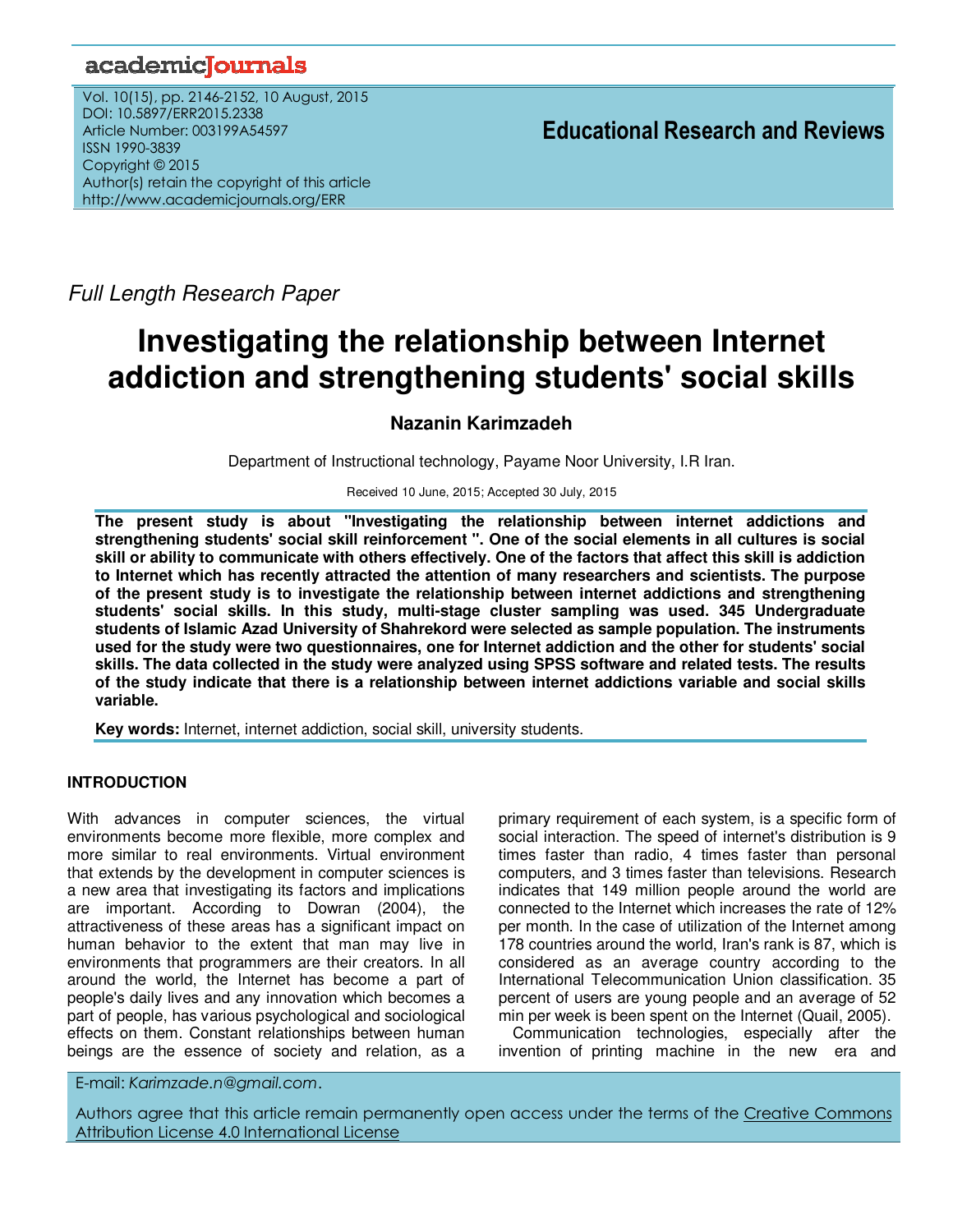*Full Length Research Paper*

# Investigating the relationship between Internet addiction and strengthening students' social skills

**Nazanin Karimzadeh**

Department of Instructional technology, Payame Noor University, I.R Iran.

Received 10 June, 2015; Accepted 30 July, 2015

**The present study is about "Investigating the relationship between internet addictions and strengthening students' social skill reinforcement ". One of the social elements in all cultures is social skill or ability to communicate with others effectively. One of the factors that affect this skill is addiction to Internet which has recently attracted the attention of many researchers and scientists. The purpose of the present study is to investigate the relationship between internet addictions and strengthening students' social skills. In this study, multi-stage cluster sampling was used. 345 Undergraduate students of Islamic Azad University of Shahrekord were selected as sample population. The instruments used for the study were two questionnaires, one for Internet addiction and the other for students' social skills. The data collected in the study were analyzed using SPSS software and related tests. The results of the study indicate that there is a relationship between internet addictions variable and social skills variable.**

**Key words:** Internet, internet addiction, social skill, university students.

## INTRODUCTION

With advances in computer sciences, the virtual environments become more flexible, more complex and more similar to real environments. Virtual environment that extends by the development in computer sciences is a new area that investigating its factors and implications are important. According to Dowran (2004), the attractiveness of these areas has a significant impact on human behavior to the extent that man may live in environments that programmers are their creators. In all around the world, the Internet has become a part of people's daily lives and any innovation which becomes a part of people, has various psychological and sociological effects on them. Constant relationships between human beings are the essence of society and relation, as a primary requirement of each system, is a specific form of social interaction. The speed of internet's distribution is 9 times faster than radio, 4 times faster than personal computers, and 3 times faster than televisions. Research indicates that 149 million people around the world are connected to the Internet which increases the rate of 12% per month. In the case of utilization of the Internet among 178 countries around the world, Iran's rank is 87, which is considered as an average country according to the International Telecommunication Union classification. 35 percent of users are young people and an average of 52 min per week is been spent on the Internet (Quail, 2005).

Communication technologies, especially after the invention of printing machine in the new era and

E-mail: *Karimzade.n@gmail.com*.

Authors agree that this article remain permanently open access under the terms of the Creative Commons Attribution License 4.0 International License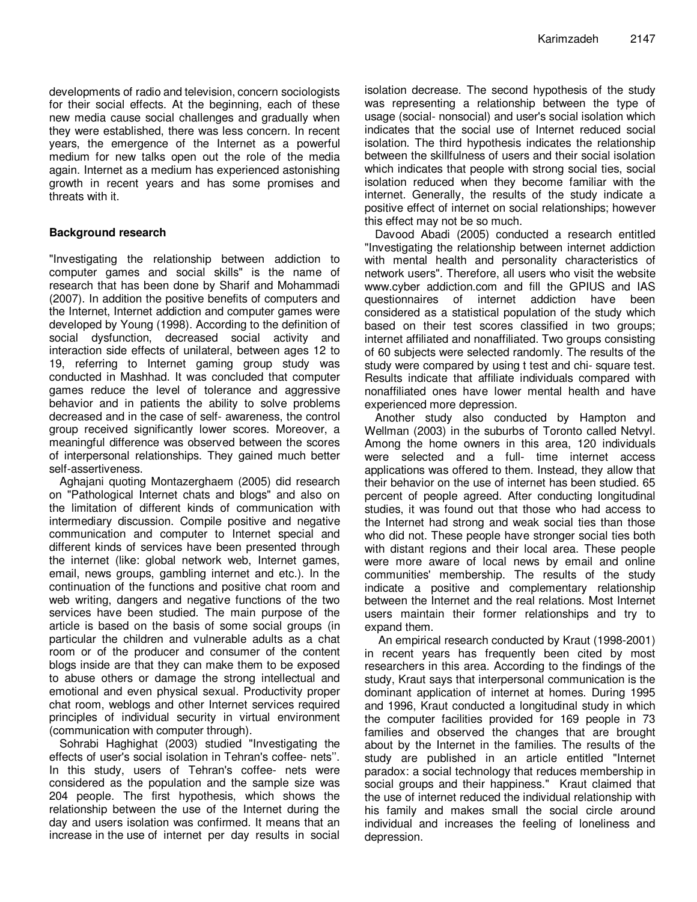developments of radio and television, concern sociologists for their social effects. At the beginning, each of these new media cause social challenges and gradually when they were established, there was less concern. In recent years, the emergence of the Internet as a powerful medium for new talks open out the role of the media again. Internet as a medium has experienced astonishing growth in recent years and has some promises and threats with it.

## Background research

"Investigating the relationship between addiction to computer games and social skills" is the name of research that has been done by Sharif and Mohammadi (2007). In addition the positive benefits of computers and the Internet, Internet addiction and computer games were developed by Young (1998). According to the definition of social dysfunction, decreased social activity and interaction side effects of unilateral, between ages 12 to 19, referring to Internet gaming group study was conducted in Mashhad. It was concluded that computer games reduce the level of tolerance and aggressive behavior and in patients the ability to solve problems decreased and in the case of self- awareness, the control group received significantly lower scores. Moreover, a meaningful difference was observed between the scores of interpersonal relationships. They gained much better self-assertiveness.

Aghajani quoting Montazerghaem (2005) did research on "Pathological Internet chats and blogs" and also on the limitation of different kinds of communication with intermediary discussion. Compile positive and negative communication and computer to Internet special and different kinds of services have been presented through the internet (like: global network web, Internet games, email, news groups, gambling internet and etc.). In the continuation of the functions and positive chat room and web writing, dangers and negative functions of the two services have been studied. The main purpose of the article is based on the basis of some social groups (in particular the children and vulnerable adults as a chat room or of the producer and consumer of the content blogs inside are that they can make them to be exposed to abuse others or damage the strong intellectual and emotional and even physical sexual. Productivity proper chat room, weblogs and other Internet services required principles of individual security in virtual environment (communication with computer through).

Sohrabi Haghighat (2003) studied "Investigating the effects of user's social isolation in Tehran's coffee- nets''. In this study, users of Tehran's coffee- nets were considered as the population and the sample size was 204 people. The first hypothesis, which shows the relationship between the use of the Internet during the day and users isolation was confirmed. It means that an increase in the use of internet per day results in social isolation decrease. The second hypothesis of the study was representing a relationship between the type of usage (social- nonsocial) and user's social isolation which indicates that the social use of Internet reduced social isolation. The third hypothesis indicates the relationship between the skillfulness of users and their social isolation which indicates that people with strong social ties, social isolation reduced when they become familiar with the internet. Generally, the results of the study indicate a positive effect of internet on social relationships; however this effect may not be so much.

Davood Abadi (2005) conducted a research entitled "Investigating the relationship between internet addiction with mental health and personality characteristics of network users". Therefore, all users who visit the website www.cyber addiction.com and fill the GPIUS and IAS questionnaires of internet addiction have been considered as a statistical population of the study which based on their test scores classified in two groups; internet affiliated and nonaffiliated. Two groups consisting of 60 subjects were selected randomly. The results of the study were compared by using t test and chi- square test. Results indicate that affiliate individuals compared with nonaffiliated ones have lower mental health and have experienced more depression.

Another study also conducted by Hampton and Wellman (2003) in the suburbs of Toronto called Netvyl. Among the home owners in this area, 120 individuals were selected and a full- time internet access applications was offered to them. Instead, they allow that their behavior on the use of internet has been studied. 65 percent of people agreed. After conducting longitudinal studies, it was found out that those who had access to the Internet had strong and weak social ties than those who did not. These people have stronger social ties both with distant regions and their local area. These people were more aware of local news by email and online communities' membership. The results of the study indicate a positive and complementary relationship between the Internet and the real relations. Most Internet users maintain their former relationships and try to expand them.

An empirical research conducted by Kraut (1998-2001) in recent years has frequently been cited by most researchers in this area. According to the findings of the study, Kraut says that interpersonal communication is the dominant application of internet at homes. During 1995 and 1996, Kraut conducted a longitudinal study in which the computer facilities provided for 169 people in 73 families and observed the changes that are brought about by the Internet in the families. The results of the study are published in an article entitled "Internet paradox: a social technology that reduces membership in social groups and their happiness." Kraut claimed that the use of internet reduced the individual relationship with his family and makes small the social circle around individual and increases the feeling of loneliness and depression.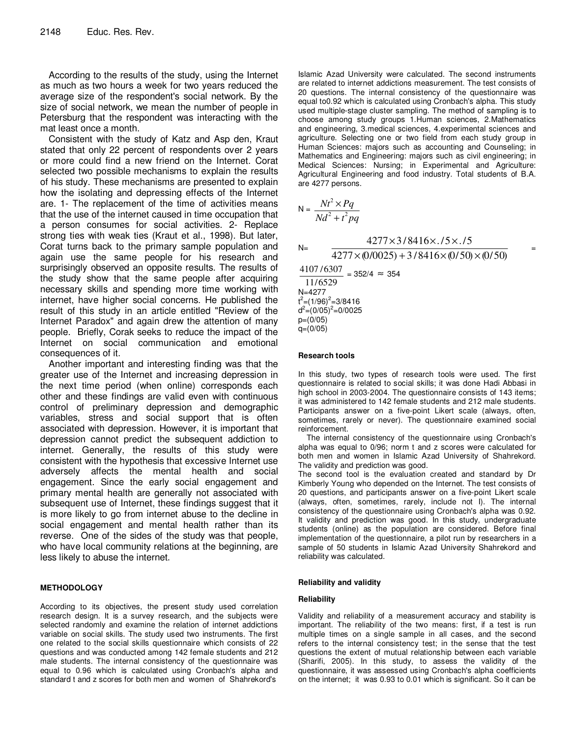According to the results of the study, using the Internet as much as two hours a week for two years reduced the average size of the respondent's social network. By the size of social network, we mean the number of people in Petersburg that the respondent was interacting with the mat least once a month.

Consistent with the study of Katz and Asp den, Kraut stated that only 22 percent of respondents over 2 years or more could find a new friend on the Internet. Corat selected two possible mechanisms to explain the results of his study. These mechanisms are presented to explain how the isolating and depressing effects of the Internet are. 1- The replacement of the time of activities means that the use of the internet caused in time occupation that a person consumes for social activities. 2- Replace strong ties with weak ties (Kraut et al., 1998). But later, Corat turns back to the primary sample population and again use the same people for his research and surprisingly observed an opposite results. The results of the study show that the same people after acquiring necessary skills and spending more time working with internet, have higher social concerns. He published the result of this study in an article entitled "Review of the Internet Paradox" and again drew the attention of many people. Briefly, Corak seeks to reduce the impact of the Internet on social communication and emotional consequences of it.

Another important and interesting finding was that the greater use of the Internet and increasing depression in the next time period (when online) corresponds each other and these findings are valid even with continuous control of preliminary depression and demographic variables, stress and social support that is often associated with depression. However, it is important that depression cannot predict the subsequent addiction to internet. Generally, the results of this study were consistent with the hypothesis that excessive Internet use adversely affects the mental health and social engagement. Since the early social engagement and primary mental health are generally not associated with subsequent use of Internet, these findings suggest that it is more likely to go from internet abuse to the decline in social engagement and mental health rather than its reverse. One of the sides of the study was that people, who have local community relations at the beginning, are less likely to abuse the internet.

## METHODOLOGY

According to its objectives, the present study used correlation research design. It is a survey research, and the subjects were selected randomly and examine the relation of internet addictions variable on social skills. The study used two instruments. The first one related to the social skills questionnaire which consists of 22 questions and was conducted among 142 female students and 212 male students. The internal consistency of the questionnaire was equal to 0.96 which is calculated using Cronbach's alpha and standard t and z scores for both men and women of Shahrekord's Islamic Azad University were calculated. The second instruments are related to internet addictions measurement. The test consists of 20 questions. The internal consistency of the questionnaire was equal to0.92 which is calculated using Cronbach's alpha. This study used multiple-stage cluster sampling. The method of sampling is to choose among study groups 1.Human sciences, 2.Mathematics and engineering, 3.medical sciences, 4.experimental sciences and agriculture. Selecting one or two field from each study group in Human Sciences: majors such as accounting and Counseling; in Mathematics and Engineering: majors such as civil engineering; in Medical Sciences: Nursing; in Experimental and Agriculture: Agricultural Engineering and food industry. Total students of B.A. are 4277 persons.

$$N = \frac{Nt^2 \times Pq}{Nd^2 + t^2 pq}$$

$$N = \frac{4277 \times 3/8416 \times ./5 \times ./5}{4277 \times (0/0025) + 3/8416 \times (0/50) \times (0/50)} =$$

$$\frac{4107/6307}{11/6529} = 352/4 \approx 354$$

N=4277

$t^2=(1/96)^2=3/8416$

$d^2=(0/05)^2=0/0025$

p=(0/05)

q=(0/05)

### Research tools

In this study, two types of research tools were used. The first questionnaire is related to social skills; it was done Hadi Abbasi in high school in 2003-2004. The questionnaire consists of 143 items; it was administered to 142 female students and 212 male students. Participants answer on a five-point Likert scale (always, often, sometimes, rarely or never). The questionnaire examined social reinforcement.

The internal consistency of the questionnaire using Cronbach's alpha was equal to 0/96; norm t and z scores were calculated for both men and women in Islamic Azad University of Shahrekord. The validity and prediction was good.

The second tool is the evaluation created and standard by Dr Kimberly Young who depended on the Internet. The test consists of 20 questions, and participants answer on a five-point Likert scale (always, often, sometimes, rarely, include not I). The internal consistency of the questionnaire using Cronbach's alpha was 0.92. It validity and prediction was good. In this study, undergraduate students (online) as the population are considered. Before final implementation of the questionnaire, a pilot run by researchers in a sample of 50 students in Islamic Azad University Shahrekord and reliability was calculated.

### Reliability and validity

#### Reliability

Validity and reliability of a measurement accuracy and stability is important. The reliability of the two means: first, if a test is run multiple times on a single sample in all cases, and the second refers to the internal consistency test; in the sense that the test questions the extent of mutual relationship between each variable (Sharifi, 2005). In this study, to assess the validity of the questionnaire, it was assessed using Cronbach's alpha coefficients on the internet; it was 0.93 to 0.01 which is significant. So it can be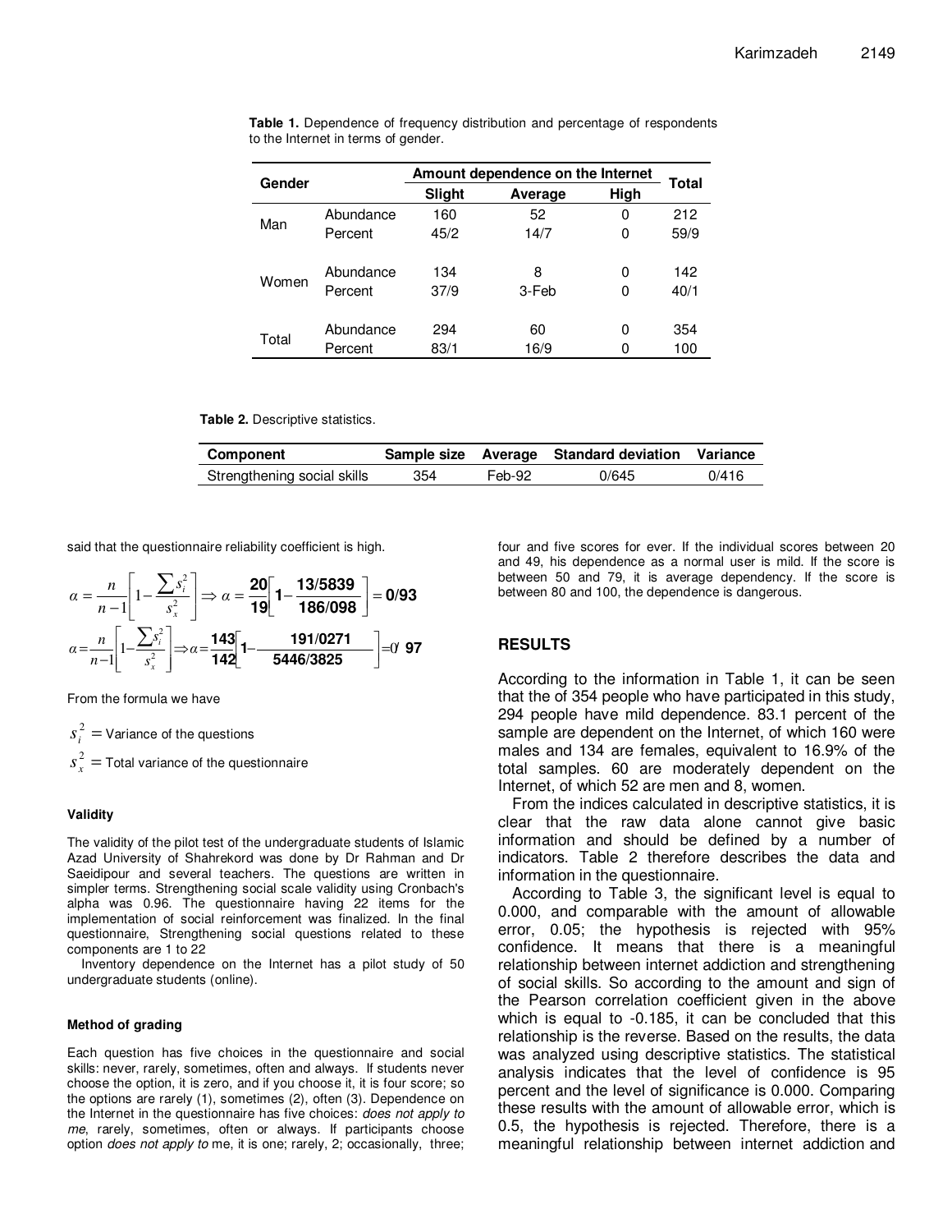**Table 1.** Dependence of frequency distribution and percentage of respondents to the Internet in terms of gender.

| Gender | | Amount dependence on the Internet | | | Total |
|---|---|---|---|---|---|
| | | Slight | Average | High | |
| Man | Abundance | 160 | 52 | 0 | 212 |
| | Percent | 45/2 | 14/7 | 0 | 59/9 |
| Women | Abundance | 134 | 8 | 0 | 142 |
| | Percent | 37/9 | 3-Feb | 0 | 40/1 |
| Total | Abundance | 294 | 60 | 0 | 354 |
| | Percent | 83/1 | 16/9 | 0 | 100 |

**Table 2.** Descriptive statistics.

| Component | Sample size | Average | Standard deviation | Variance |
|---|---|---|---|---|
| Strengthening social skills | 354 | Feb-92 | 0/645 | 0/416 |

said that the questionnaire reliability coefficient is high.

$$\alpha = \frac{n}{n-1}\left[1 - \frac{\sum s_i^2}{s_x^2}\right] \Rightarrow \alpha = \frac{\mathbf{20}}{\mathbf{19}}\left[\mathbf{1} - \frac{\mathbf{13/5839}}{\mathbf{186/098}}\right] = \mathbf{0/93}$$

$$\alpha = \frac{n}{n-1}\left[1 - \frac{\sum s_i^2}{s_x^2}\right] \Rightarrow \alpha = \frac{\mathbf{143}}{\mathbf{142}}\left[\mathbf{1} - \frac{\mathbf{191/0271}}{\mathbf{5446/3825}}\right] = 0/\ \mathbf{97}$$

From the formula we have

$s_i^2$ = Variance of the questions

$s_x^2$ = Total variance of the questionnaire

#### Validity

The validity of the pilot test of the undergraduate students of Islamic Azad University of Shahrekord was done by Dr Rahman and Dr Saeidipour and several teachers. The questions are written in simpler terms. Strengthening social scale validity using Cronbach's alpha was 0.96. The questionnaire having 22 items for the implementation of social reinforcement was finalized. In the final questionnaire, Strengthening social questions related to these components are 1 to 22

Inventory dependence on the Internet has a pilot study of 50 undergraduate students (online).

#### Method of grading

Each question has five choices in the questionnaire and social skills: never, rarely, sometimes, often and always. If students never choose the option, it is zero, and if you choose it, it is four score; so the options are rarely (1), sometimes (2), often (3). Dependence on the Internet in the questionnaire has five choices: *does not apply to me*, rarely, sometimes, often or always. If participants choose option *does not apply to* me, it is one; rarely, 2; occasionally, three; four and five scores for ever. If the individual scores between 20 and 49, his dependence as a normal user is mild. If the score is between 50 and 79, it is average dependency. If the score is between 80 and 100, the dependence is dangerous.

## RESULTS

According to the information in Table 1, it can be seen that the of 354 people who have participated in this study, 294 people have mild dependence. 83.1 percent of the sample are dependent on the Internet, of which 160 were males and 134 are females, equivalent to 16.9% of the total samples. 60 are moderately dependent on the Internet, of which 52 are men and 8, women.

From the indices calculated in descriptive statistics, it is clear that the raw data alone cannot give basic information and should be defined by a number of indicators. Table 2 therefore describes the data and information in the questionnaire.

According to Table 3, the significant level is equal to 0.000, and comparable with the amount of allowable error, 0.05; the hypothesis is rejected with 95% confidence. It means that there is a meaningful relationship between internet addiction and strengthening of social skills. So according to the amount and sign of the Pearson correlation coefficient given in the above which is equal to -0.185, it can be concluded that this relationship is the reverse. Based on the results, the data was analyzed using descriptive statistics. The statistical analysis indicates that the level of confidence is 95 percent and the level of significance is 0.000. Comparing these results with the amount of allowable error, which is 0.5, the hypothesis is rejected. Therefore, there is a meaningful relationship between internet addiction and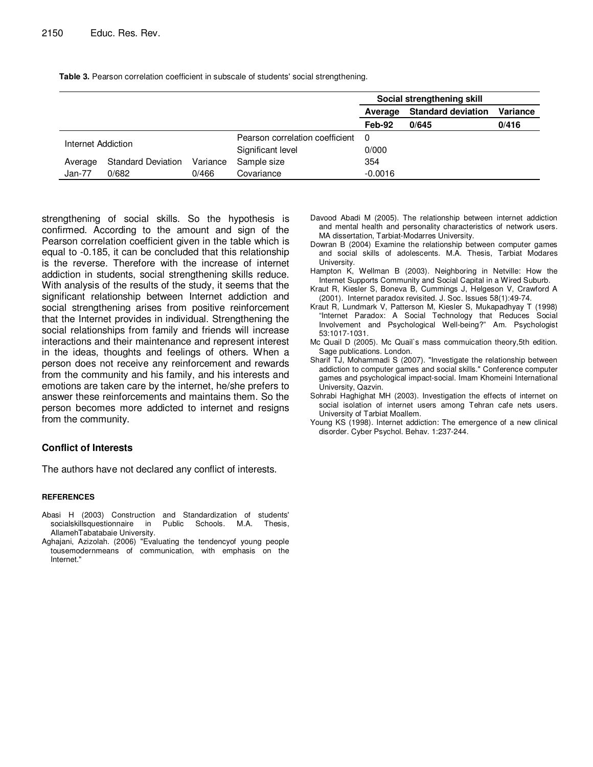**Table 3.** Pearson correlation coefficient in subscale of students' social strengthening.

| | | | | Social strengthening skill | | |
|---|---|---|---|---|---|---|
| | | | | Average | Standard deviation | Variance |
| | | | | **Feb-92** | **0/645** | **0/416** |
| Internet Addiction | | | Pearson correlation coefficient | 0 | | |
| | | | Significant level | 0/000 | | |
| Average | Standard Deviation | Variance | Sample size | 354 | | |
| Jan-77 | 0/682 | 0/466 | Covariance | -0.0016 | | |

strengthening of social skills. So the hypothesis is confirmed. According to the amount and sign of the Pearson correlation coefficient given in the table which is equal to -0.185, it can be concluded that this relationship is the reverse. Therefore with the increase of internet addiction in students, social strengthening skills reduce. With analysis of the results of the study, it seems that the significant relationship between Internet addiction and social strengthening arises from positive reinforcement that the Internet provides in individual. Strengthening the social relationships from family and friends will increase interactions and their maintenance and represent interest in the ideas, thoughts and feelings of others. When a person does not receive any reinforcement and rewards from the community and his family, and his interests and emotions are taken care by the internet, he/she prefers to answer these reinforcements and maintains them. So the person becomes more addicted to internet and resigns from the community.

## Conflict of Interests

The authors have not declared any conflict of interests.

## REFERENCES

Abasi H (2003) Construction and Standardization of students' socialskillsquestionnaire in Public Schools. M.A. Thesis, AllamehTabatabaie University.

Aghajani, Azizolah. (2006) "Evaluating the tendencyof young people tousemodernmeans of communication, with emphasis on the Internet."

Davood Abadi M (2005). The relationship between internet addiction and mental health and personality characteristics of network users. MA dissertation, Tarbiat-Modarres University.

Dowran B (2004) Examine the relationship between computer games and social skills of adolescents. M.A. Thesis, Tarbiat Modares University.

Hampton K, Wellman B (2003). Neighboring in Netville: How the Internet Supports Community and Social Capital in a Wired Suburb.

Kraut R, Kiesler S, Boneva B, Cummings J, Helgeson V, Crawford A (2001). Internet paradox revisited. J. Soc. Issues 58(1):49-74.

Kraut R, Lundmark V, Patterson M, Kiesler S, Mukapadhyay T (1998) "Internet Paradox: A Social Technology that Reduces Social Involvement and Psychological Well-being?" Am. Psychologist 53:1017-1031.

Mc Quail D (2005). Mc Quail`s mass commuication theory,5th edition. Sage publications. London.

Sharif TJ, Mohammadi S (2007). "Investigate the relationship between addiction to computer games and social skills." Conference computer games and psychological impact-social. Imam Khomeini International University, Qazvin.

Sohrabi Haghighat MH (2003). Investigation the effects of internet on social isolation of internet users among Tehran cafe nets users. University of Tarbiat Moallem.

Young KS (1998). Internet addiction: The emergence of a new clinical disorder. Cyber Psychol. Behav. 1:237-244.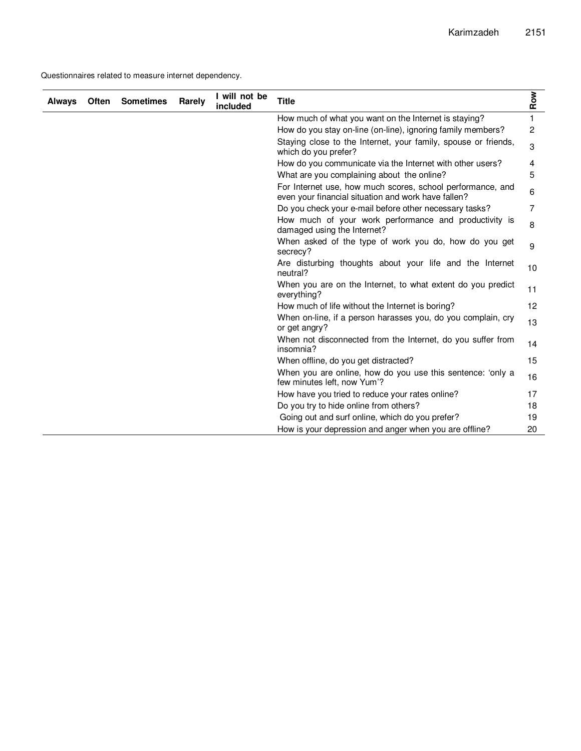Questionnaires related to measure internet dependency.

| Always | Often | Sometimes | Rarely | I will not be included | Title | Row |
|---|---|---|---|---|---|---|
| | | | | | How much of what you want on the Internet is staying? | 1 |
| | | | | | How do you stay on-line (on-line), ignoring family members? | 2 |
| | | | | | Staying close to the Internet, your family, spouse or friends, which do you prefer? | 3 |
| | | | | | How do you communicate via the Internet with other users? | 4 |
| | | | | | What are you complaining about the online? | 5 |
| | | | | | For Internet use, how much scores, school performance, and even your financial situation and work have fallen? | 6 |
| | | | | | Do you check your e-mail before other necessary tasks? | 7 |
| | | | | | How much of your work performance and productivity is damaged using the Internet? | 8 |
| | | | | | When asked of the type of work you do, how do you get secrecy? | 9 |
| | | | | | Are disturbing thoughts about your life and the Internet neutral? | 10 |
| | | | | | When you are on the Internet, to what extent do you predict everything? | 11 |
| | | | | | How much of life without the Internet is boring? | 12 |
| | | | | | When on-line, if a person harasses you, do you complain, cry or get angry? | 13 |
| | | | | | When not disconnected from the Internet, do you suffer from insomnia? | 14 |
| | | | | | When offline, do you get distracted? | 15 |
| | | | | | When you are online, how do you use this sentence: 'only a few minutes left, now Yum'? | 16 |
| | | | | | How have you tried to reduce your rates online? | 17 |
| | | | | | Do you try to hide online from others? | 18 |
| | | | | | Going out and surf online, which do you prefer? | 19 |
| | | | | | How is your depression and anger when you are offline? | 20 |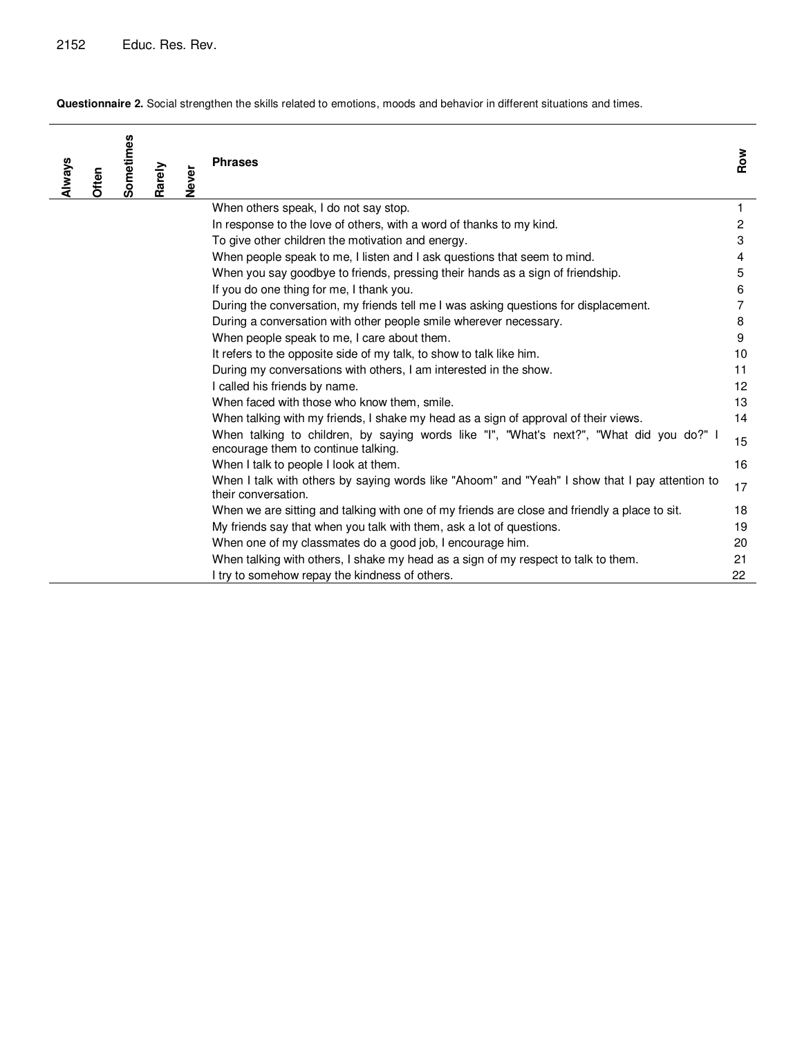**Questionnaire 2.** Social strengthen the skills related to emotions, moods and behavior in different situations and times.

| Always | Often | Sometimes | Rarely | Never | Phrases | Row |
|---|---|---|---|---|---|---|
| | | | | | When others speak, I do not say stop. | 1 |
| | | | | | In response to the love of others, with a word of thanks to my kind. | 2 |
| | | | | | To give other children the motivation and energy. | 3 |
| | | | | | When people speak to me, I listen and I ask questions that seem to mind. | 4 |
| | | | | | When you say goodbye to friends, pressing their hands as a sign of friendship. | 5 |
| | | | | | If you do one thing for me, I thank you. | 6 |
| | | | | | During the conversation, my friends tell me I was asking questions for displacement. | 7 |
| | | | | | During a conversation with other people smile wherever necessary. | 8 |
| | | | | | When people speak to me, I care about them. | 9 |
| | | | | | It refers to the opposite side of my talk, to show to talk like him. | 10 |
| | | | | | During my conversations with others, I am interested in the show. | 11 |
| | | | | | I called his friends by name. | 12 |
| | | | | | When faced with those who know them, smile. | 13 |
| | | | | | When talking with my friends, I shake my head as a sign of approval of their views. | 14 |
| | | | | | When talking to children, by saying words like "I", "What's next?", "What did you do?" I encourage them to continue talking. | 15 |
| | | | | | When I talk to people I look at them. | 16 |
| | | | | | When I talk with others by saying words like "Ahoom" and "Yeah" I show that I pay attention to their conversation. | 17 |
| | | | | | When we are sitting and talking with one of my friends are close and friendly a place to sit. | 18 |
| | | | | | My friends say that when you talk with them, ask a lot of questions. | 19 |
| | | | | | When one of my classmates do a good job, I encourage him. | 20 |
| | | | | | When talking with others, I shake my head as a sign of my respect to talk to them. | 21 |
| | | | | | I try to somehow repay the kindness of others. | 22 |